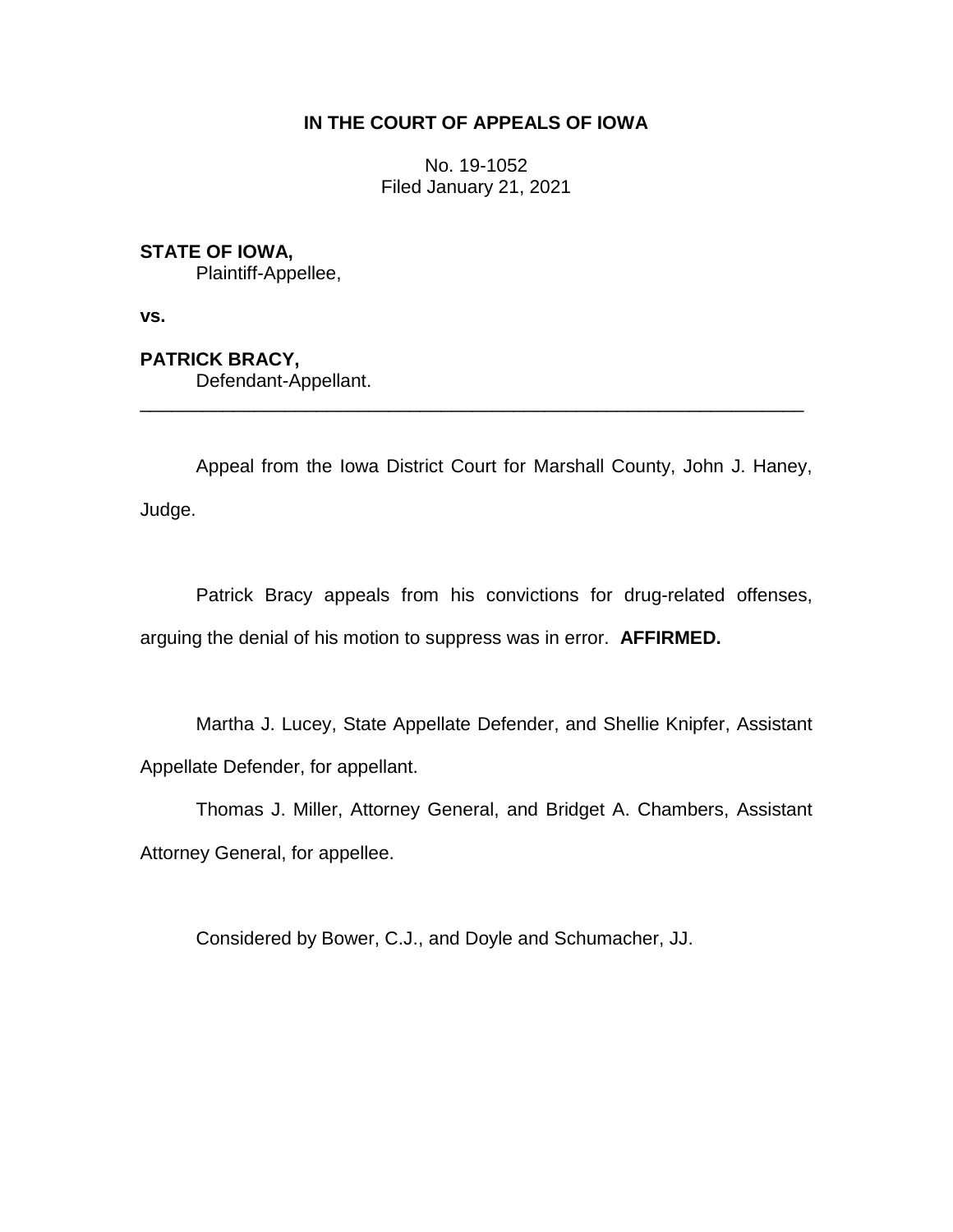**IN THE COURT OF APPEALS OF IOWA**

No. 19-1052
Filed January 21, 2021

**STATE OF IOWA,**
Plaintiff-Appellee,

**vs.**

**PATRICK BRACY,**
Defendant-Appellant.

---

Appeal from the Iowa District Court for Marshall County, John J. Haney, Judge.

Patrick Bracy appeals from his convictions for drug-related offenses, arguing the denial of his motion to suppress was in error. **AFFIRMED.**

Martha J. Lucey, State Appellate Defender, and Shellie Knipfer, Assistant Appellate Defender, for appellant.

Thomas J. Miller, Attorney General, and Bridget A. Chambers, Assistant Attorney General, for appellee.

Considered by Bower, C.J., and Doyle and Schumacher, JJ.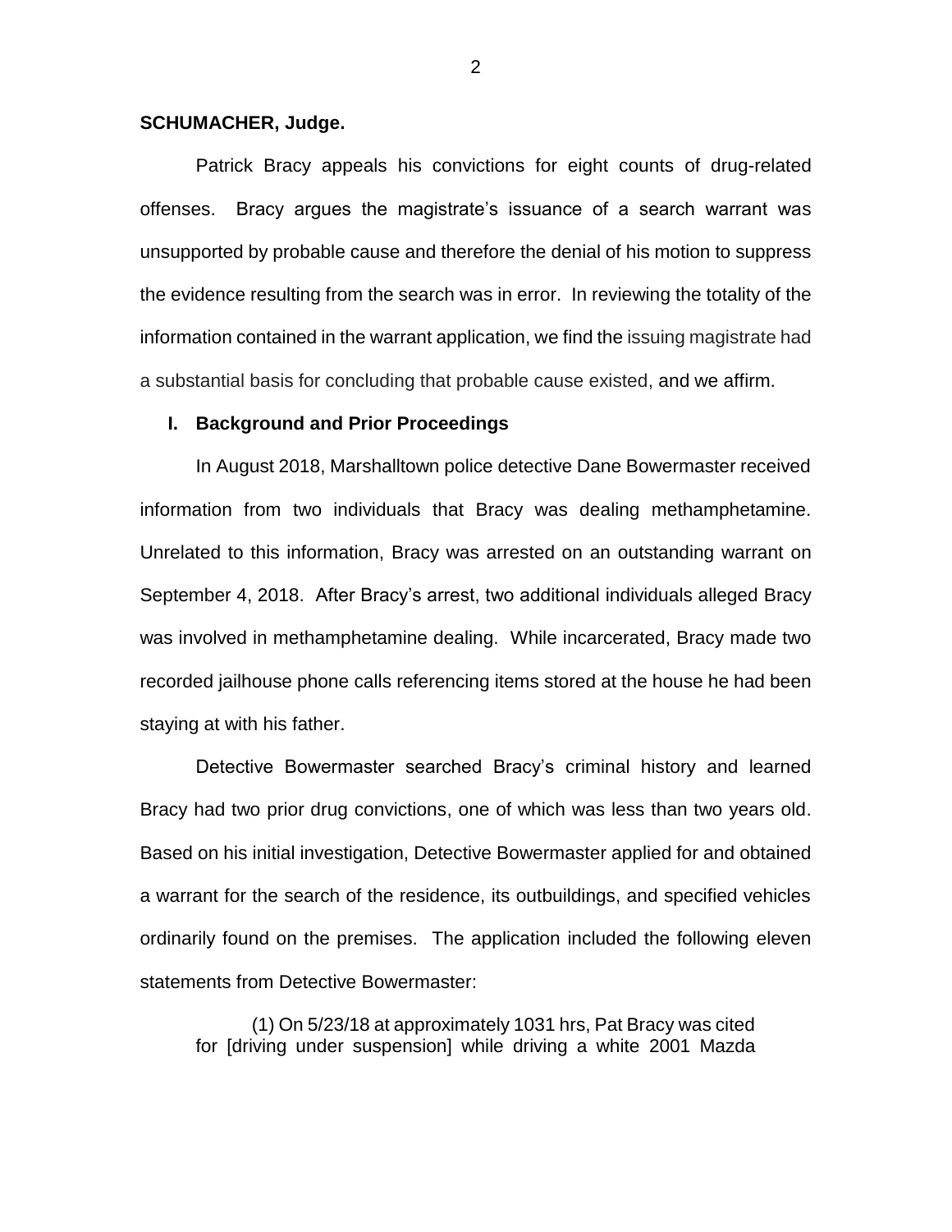**SCHUMACHER, Judge.**

Patrick Bracy appeals his convictions for eight counts of drug-related offenses. Bracy argues the magistrate's issuance of a search warrant was unsupported by probable cause and therefore the denial of his motion to suppress the evidence resulting from the search was in error. In reviewing the totality of the information contained in the warrant application, we find the issuing magistrate had a substantial basis for concluding that probable cause existed, and we affirm.

## I. Background and Prior Proceedings

In August 2018, Marshalltown police detective Dane Bowermaster received information from two individuals that Bracy was dealing methamphetamine. Unrelated to this information, Bracy was arrested on an outstanding warrant on September 4, 2018. After Bracy's arrest, two additional individuals alleged Bracy was involved in methamphetamine dealing. While incarcerated, Bracy made two recorded jailhouse phone calls referencing items stored at the house he had been staying at with his father.

Detective Bowermaster searched Bracy's criminal history and learned Bracy had two prior drug convictions, one of which was less than two years old. Based on his initial investigation, Detective Bowermaster applied for and obtained a warrant for the search of the residence, its outbuildings, and specified vehicles ordinarily found on the premises. The application included the following eleven statements from Detective Bowermaster:

> (1) On 5/23/18 at approximately 1031 hrs, Pat Bracy was cited for [driving under suspension] while driving a white 2001 Mazda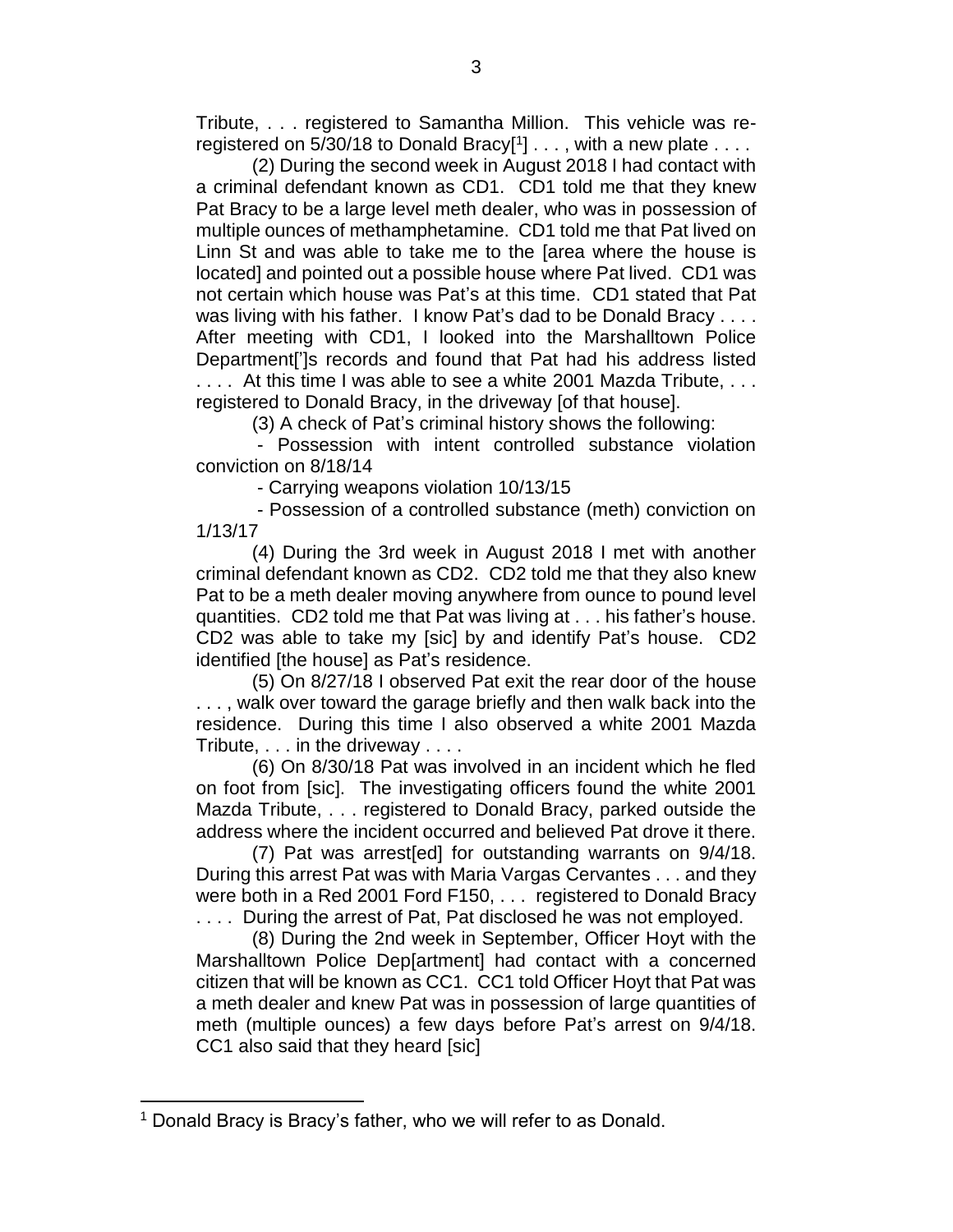Tribute, . . . registered to Samantha Million. This vehicle was re-registered on 5/30/18 to Donald Bracy[1] . . . , with a new plate . . . .

(2) During the second week in August 2018 I had contact with a criminal defendant known as CD1. CD1 told me that they knew Pat Bracy to be a large level meth dealer, who was in possession of multiple ounces of methamphetamine. CD1 told me that Pat lived on Linn St and was able to take me to the [area where the house is located] and pointed out a possible house where Pat lived. CD1 was not certain which house was Pat's at this time. CD1 stated that Pat was living with his father. I know Pat's dad to be Donald Bracy . . . . After meeting with CD1, I looked into the Marshalltown Police Department[']s records and found that Pat had his address listed . . . . At this time I was able to see a white 2001 Mazda Tribute, . . . registered to Donald Bracy, in the driveway [of that house].

(3) A check of Pat's criminal history shows the following:

- Possession with intent controlled substance violation conviction on 8/18/14
- Carrying weapons violation 10/13/15
- Possession of a controlled substance (meth) conviction on 1/13/17

(4) During the 3rd week in August 2018 I met with another criminal defendant known as CD2. CD2 told me that they also knew Pat to be a meth dealer moving anywhere from ounce to pound level quantities. CD2 told me that Pat was living at . . . his father's house. CD2 was able to take my [sic] by and identify Pat's house. CD2 identified [the house] as Pat's residence.

(5) On 8/27/18 I observed Pat exit the rear door of the house . . . , walk over toward the garage briefly and then walk back into the residence. During this time I also observed a white 2001 Mazda Tribute, . . . in the driveway . . . .

(6) On 8/30/18 Pat was involved in an incident which he fled on foot from [sic]. The investigating officers found the white 2001 Mazda Tribute, . . . registered to Donald Bracy, parked outside the address where the incident occurred and believed Pat drove it there.

(7) Pat was arrest[ed] for outstanding warrants on 9/4/18. During this arrest Pat was with Maria Vargas Cervantes . . . and they were both in a Red 2001 Ford F150, . . . registered to Donald Bracy . . . . During the arrest of Pat, Pat disclosed he was not employed.

(8) During the 2nd week in September, Officer Hoyt with the Marshalltown Police Dep[artment] had contact with a concerned citizen that will be known as CC1. CC1 told Officer Hoyt that Pat was a meth dealer and knew Pat was in possession of large quantities of meth (multiple ounces) a few days before Pat's arrest on 9/4/18. CC1 also said that they heard [sic]

[1] Donald Bracy is Bracy's father, who we will refer to as Donald.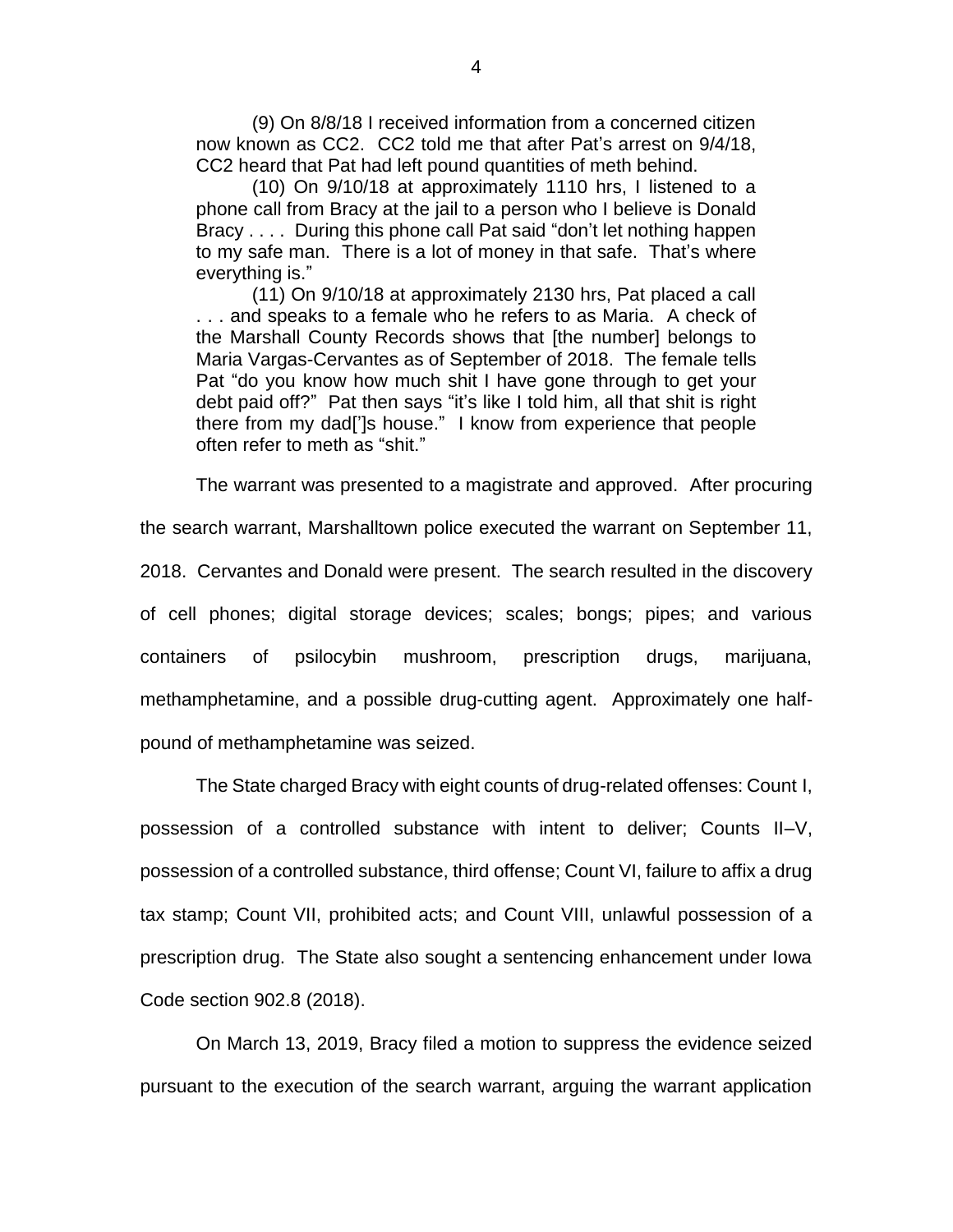(9) On 8/8/18 I received information from a concerned citizen now known as CC2. CC2 told me that after Pat's arrest on 9/4/18, CC2 heard that Pat had left pound quantities of meth behind.

(10) On 9/10/18 at approximately 1110 hrs, I listened to a phone call from Bracy at the jail to a person who I believe is Donald Bracy . . . . During this phone call Pat said "don't let nothing happen to my safe man. There is a lot of money in that safe. That's where everything is."

(11) On 9/10/18 at approximately 2130 hrs, Pat placed a call . . . and speaks to a female who he refers to as Maria. A check of the Marshall County Records shows that [the number] belongs to Maria Vargas-Cervantes as of September of 2018. The female tells Pat "do you know how much shit I have gone through to get your debt paid off?" Pat then says "it's like I told him, all that shit is right there from my dad[']s house." I know from experience that people often refer to meth as "shit."

The warrant was presented to a magistrate and approved. After procuring the search warrant, Marshalltown police executed the warrant on September 11, 2018. Cervantes and Donald were present. The search resulted in the discovery of cell phones; digital storage devices; scales; bongs; pipes; and various containers of psilocybin mushroom, prescription drugs, marijuana, methamphetamine, and a possible drug-cutting agent. Approximately one half-pound of methamphetamine was seized.

The State charged Bracy with eight counts of drug-related offenses: Count I, possession of a controlled substance with intent to deliver; Counts II–V, possession of a controlled substance, third offense; Count VI, failure to affix a drug tax stamp; Count VII, prohibited acts; and Count VIII, unlawful possession of a prescription drug. The State also sought a sentencing enhancement under Iowa Code section 902.8 (2018).

On March 13, 2019, Bracy filed a motion to suppress the evidence seized pursuant to the execution of the search warrant, arguing the warrant application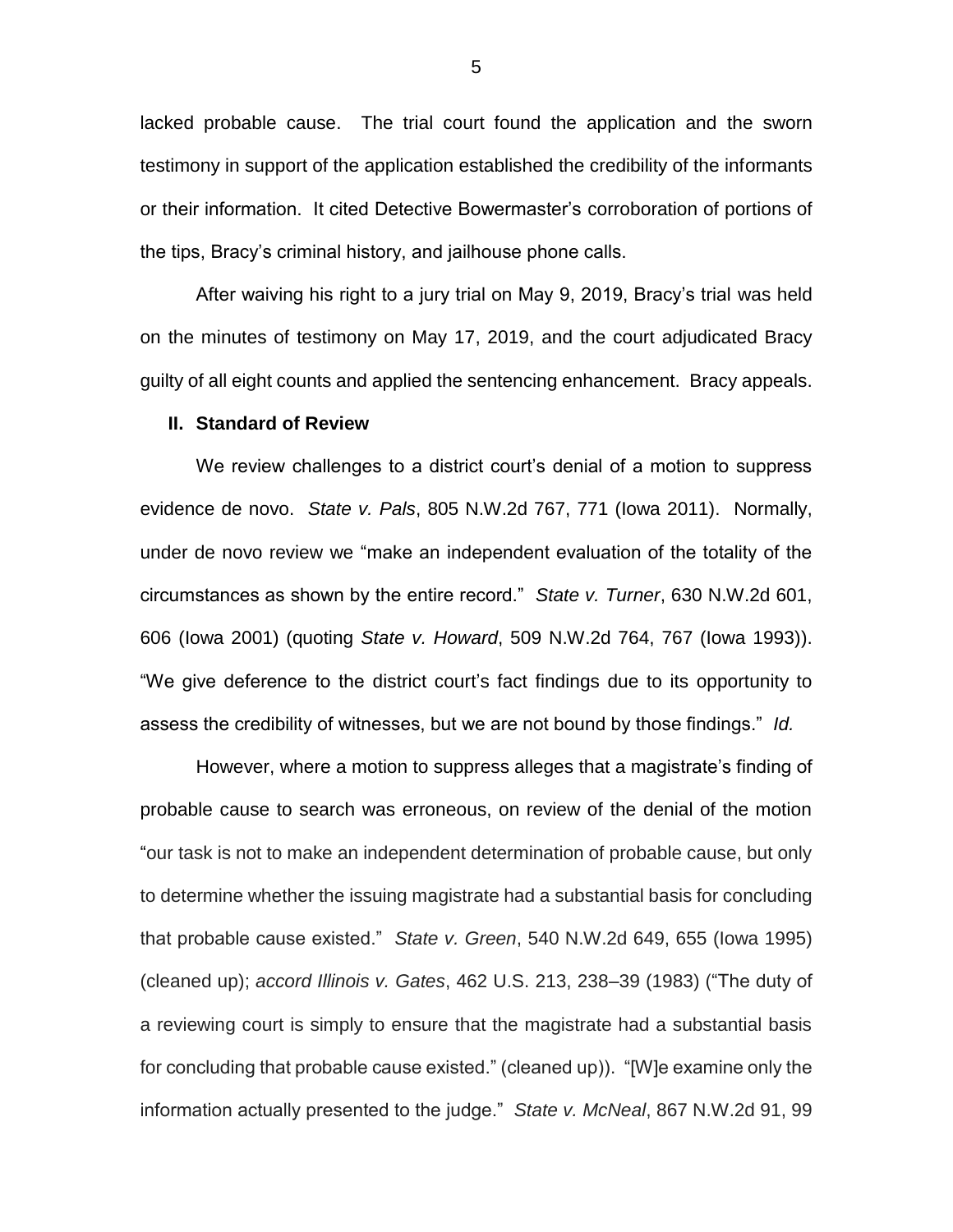lacked probable cause. The trial court found the application and the sworn testimony in support of the application established the credibility of the informants or their information. It cited Detective Bowermaster's corroboration of portions of the tips, Bracy's criminal history, and jailhouse phone calls.

After waiving his right to a jury trial on May 9, 2019, Bracy's trial was held on the minutes of testimony on May 17, 2019, and the court adjudicated Bracy guilty of all eight counts and applied the sentencing enhancement. Bracy appeals.

## II. Standard of Review

We review challenges to a district court's denial of a motion to suppress evidence de novo. *State v. Pals*, 805 N.W.2d 767, 771 (Iowa 2011). Normally, under de novo review we "make an independent evaluation of the totality of the circumstances as shown by the entire record." *State v. Turner*, 630 N.W.2d 601, 606 (Iowa 2001) (quoting *State v. Howard*, 509 N.W.2d 764, 767 (Iowa 1993)). "We give deference to the district court's fact findings due to its opportunity to assess the credibility of witnesses, but we are not bound by those findings." *Id.*

However, where a motion to suppress alleges that a magistrate's finding of probable cause to search was erroneous, on review of the denial of the motion "our task is not to make an independent determination of probable cause, but only to determine whether the issuing magistrate had a substantial basis for concluding that probable cause existed." *State v. Green*, 540 N.W.2d 649, 655 (Iowa 1995) (cleaned up); *accord Illinois v. Gates*, 462 U.S. 213, 238–39 (1983) ("The duty of a reviewing court is simply to ensure that the magistrate had a substantial basis for concluding that probable cause existed." (cleaned up)). "[W]e examine only the information actually presented to the judge." *State v. McNeal*, 867 N.W.2d 91, 99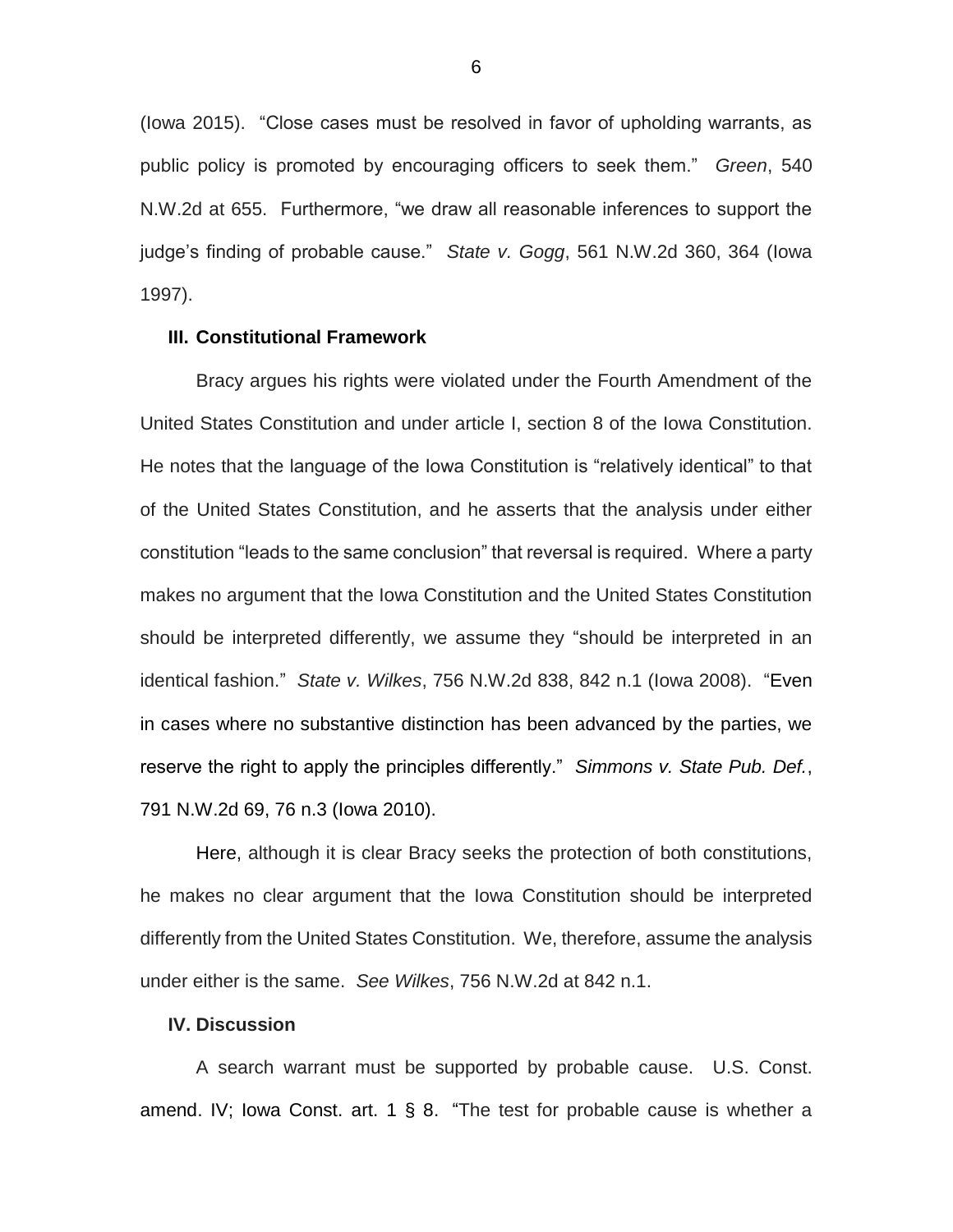(Iowa 2015). "Close cases must be resolved in favor of upholding warrants, as public policy is promoted by encouraging officers to seek them." *Green*, 540 N.W.2d at 655. Furthermore, "we draw all reasonable inferences to support the judge's finding of probable cause." *State v. Gogg*, 561 N.W.2d 360, 364 (Iowa 1997).

### III. Constitutional Framework

Bracy argues his rights were violated under the Fourth Amendment of the United States Constitution and under article I, section 8 of the Iowa Constitution. He notes that the language of the Iowa Constitution is "relatively identical" to that of the United States Constitution, and he asserts that the analysis under either constitution "leads to the same conclusion" that reversal is required. Where a party makes no argument that the Iowa Constitution and the United States Constitution should be interpreted differently, we assume they "should be interpreted in an identical fashion." *State v. Wilkes*, 756 N.W.2d 838, 842 n.1 (Iowa 2008). "Even in cases where no substantive distinction has been advanced by the parties, we reserve the right to apply the principles differently." *Simmons v. State Pub. Def.*, 791 N.W.2d 69, 76 n.3 (Iowa 2010).

Here, although it is clear Bracy seeks the protection of both constitutions, he makes no clear argument that the Iowa Constitution should be interpreted differently from the United States Constitution. We, therefore, assume the analysis under either is the same. *See Wilkes*, 756 N.W.2d at 842 n.1.

### IV. Discussion

A search warrant must be supported by probable cause. U.S. Const. amend. IV; Iowa Const. art. 1 § 8. "The test for probable cause is whether a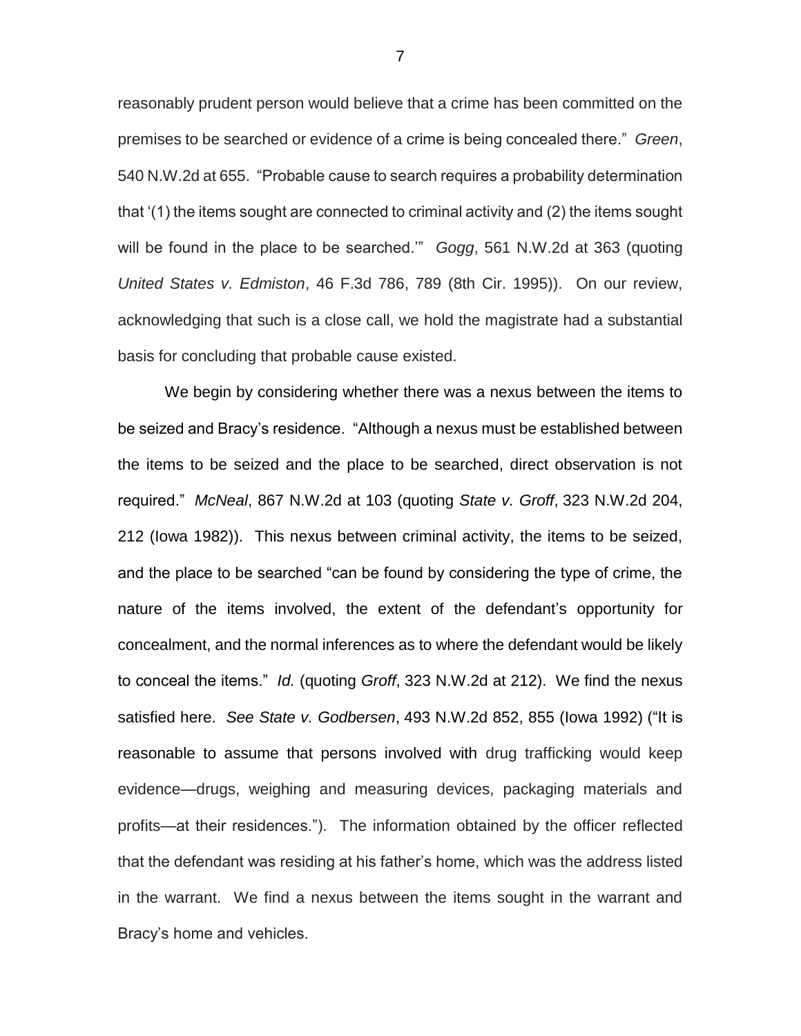reasonably prudent person would believe that a crime has been committed on the premises to be searched or evidence of a crime is being concealed there." *Green*, 540 N.W.2d at 655. "Probable cause to search requires a probability determination that '(1) the items sought are connected to criminal activity and (2) the items sought will be found in the place to be searched.'" *Gogg*, 561 N.W.2d at 363 (quoting *United States v. Edmiston*, 46 F.3d 786, 789 (8th Cir. 1995)). On our review, acknowledging that such is a close call, we hold the magistrate had a substantial basis for concluding that probable cause existed.

We begin by considering whether there was a nexus between the items to be seized and Bracy's residence. "Although a nexus must be established between the items to be seized and the place to be searched, direct observation is not required." *McNeal*, 867 N.W.2d at 103 (quoting *State v. Groff*, 323 N.W.2d 204, 212 (Iowa 1982)). This nexus between criminal activity, the items to be seized, and the place to be searched "can be found by considering the type of crime, the nature of the items involved, the extent of the defendant's opportunity for concealment, and the normal inferences as to where the defendant would be likely to conceal the items." *Id.* (quoting *Groff*, 323 N.W.2d at 212). We find the nexus satisfied here. *See State v. Godbersen*, 493 N.W.2d 852, 855 (Iowa 1992) ("It is reasonable to assume that persons involved with drug trafficking would keep evidence—drugs, weighing and measuring devices, packaging materials and profits—at their residences."). The information obtained by the officer reflected that the defendant was residing at his father's home, which was the address listed in the warrant. We find a nexus between the items sought in the warrant and Bracy's home and vehicles.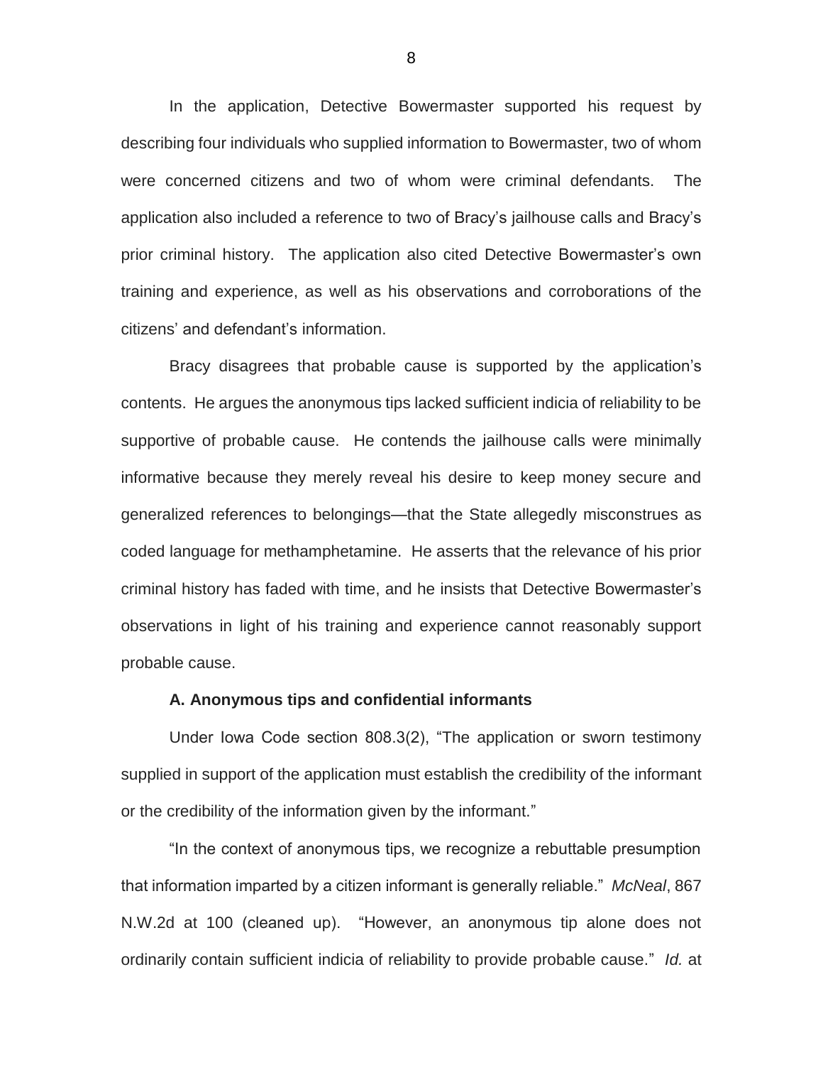In the application, Detective Bowermaster supported his request by describing four individuals who supplied information to Bowermaster, two of whom were concerned citizens and two of whom were criminal defendants. The application also included a reference to two of Bracy's jailhouse calls and Bracy's prior criminal history. The application also cited Detective Bowermaster's own training and experience, as well as his observations and corroborations of the citizens' and defendant's information.

Bracy disagrees that probable cause is supported by the application's contents. He argues the anonymous tips lacked sufficient indicia of reliability to be supportive of probable cause. He contends the jailhouse calls were minimally informative because they merely reveal his desire to keep money secure and generalized references to belongings—that the State allegedly misconstrues as coded language for methamphetamine. He asserts that the relevance of his prior criminal history has faded with time, and he insists that Detective Bowermaster's observations in light of his training and experience cannot reasonably support probable cause.

**A. Anonymous tips and confidential informants**

Under Iowa Code section 808.3(2), "The application or sworn testimony supplied in support of the application must establish the credibility of the informant or the credibility of the information given by the informant."

"In the context of anonymous tips, we recognize a rebuttable presumption that information imparted by a citizen informant is generally reliable." *McNeal*, 867 N.W.2d at 100 (cleaned up). "However, an anonymous tip alone does not ordinarily contain sufficient indicia of reliability to provide probable cause." *Id.* at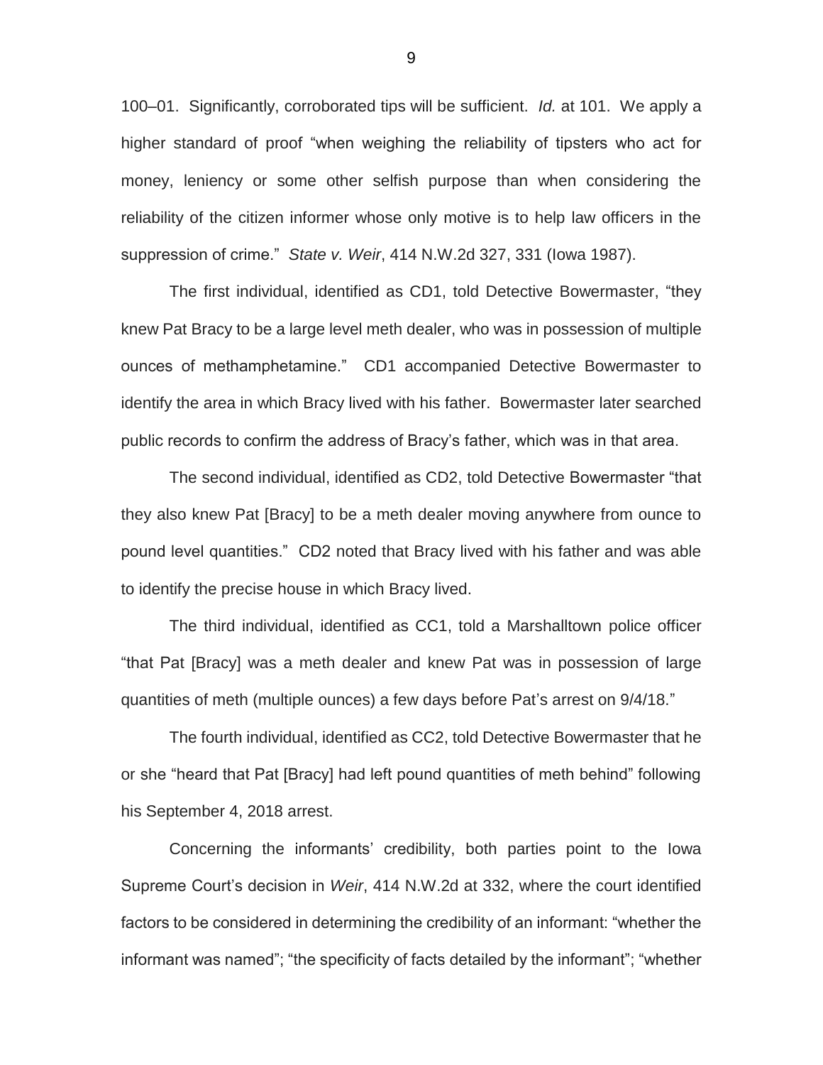100–01. Significantly, corroborated tips will be sufficient. *Id.* at 101. We apply a higher standard of proof "when weighing the reliability of tipsters who act for money, leniency or some other selfish purpose than when considering the reliability of the citizen informer whose only motive is to help law officers in the suppression of crime." *State v. Weir*, 414 N.W.2d 327, 331 (Iowa 1987).

The first individual, identified as CD1, told Detective Bowermaster, "they knew Pat Bracy to be a large level meth dealer, who was in possession of multiple ounces of methamphetamine." CD1 accompanied Detective Bowermaster to identify the area in which Bracy lived with his father. Bowermaster later searched public records to confirm the address of Bracy's father, which was in that area.

The second individual, identified as CD2, told Detective Bowermaster "that they also knew Pat [Bracy] to be a meth dealer moving anywhere from ounce to pound level quantities." CD2 noted that Bracy lived with his father and was able to identify the precise house in which Bracy lived.

The third individual, identified as CC1, told a Marshalltown police officer "that Pat [Bracy] was a meth dealer and knew Pat was in possession of large quantities of meth (multiple ounces) a few days before Pat's arrest on 9/4/18."

The fourth individual, identified as CC2, told Detective Bowermaster that he or she "heard that Pat [Bracy] had left pound quantities of meth behind" following his September 4, 2018 arrest.

Concerning the informants' credibility, both parties point to the Iowa Supreme Court's decision in *Weir*, 414 N.W.2d at 332, where the court identified factors to be considered in determining the credibility of an informant: "whether the informant was named"; "the specificity of facts detailed by the informant"; "whether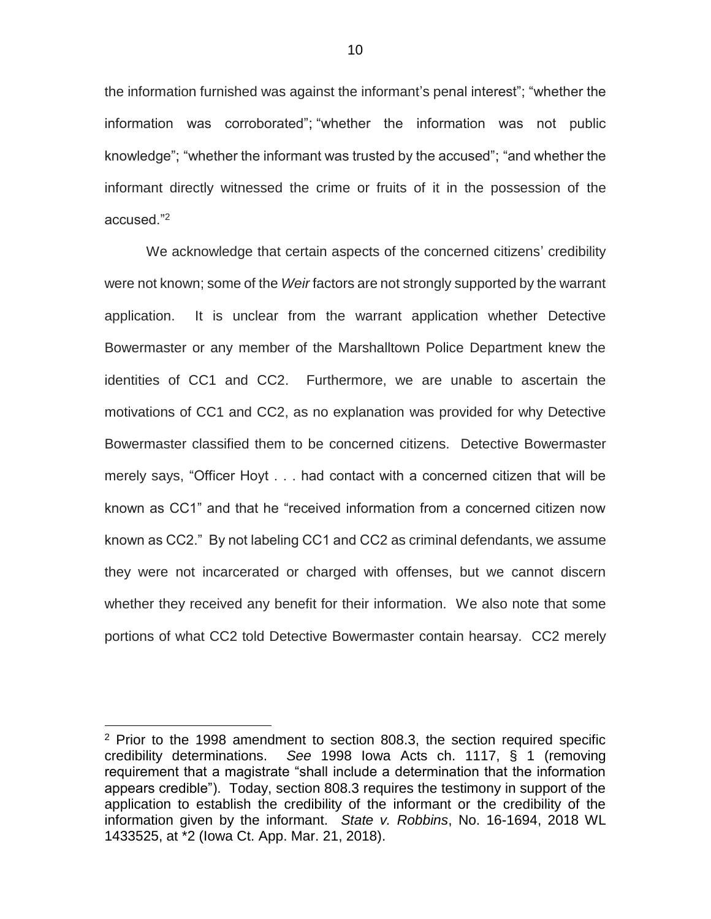the information furnished was against the informant's penal interest"; "whether the information was corroborated"; "whether the information was not public knowledge"; "whether the informant was trusted by the accused"; "and whether the informant directly witnessed the crime or fruits of it in the possession of the accused."[2]

We acknowledge that certain aspects of the concerned citizens' credibility were not known; some of the *Weir* factors are not strongly supported by the warrant application. It is unclear from the warrant application whether Detective Bowermaster or any member of the Marshalltown Police Department knew the identities of CC1 and CC2. Furthermore, we are unable to ascertain the motivations of CC1 and CC2, as no explanation was provided for why Detective Bowermaster classified them to be concerned citizens. Detective Bowermaster merely says, "Officer Hoyt . . . had contact with a concerned citizen that will be known as CC1" and that he "received information from a concerned citizen now known as CC2." By not labeling CC1 and CC2 as criminal defendants, we assume they were not incarcerated or charged with offenses, but we cannot discern whether they received any benefit for their information. We also note that some portions of what CC2 told Detective Bowermaster contain hearsay. CC2 merely

---

[2] Prior to the 1998 amendment to section 808.3, the section required specific credibility determinations. *See* 1998 Iowa Acts ch. 1117, § 1 (removing requirement that a magistrate "shall include a determination that the information appears credible"). Today, section 808.3 requires the testimony in support of the application to establish the credibility of the informant or the credibility of the information given by the informant. *State v. Robbins*, No. 16-1694, 2018 WL 1433525, at *2 (Iowa Ct. App. Mar. 21, 2018).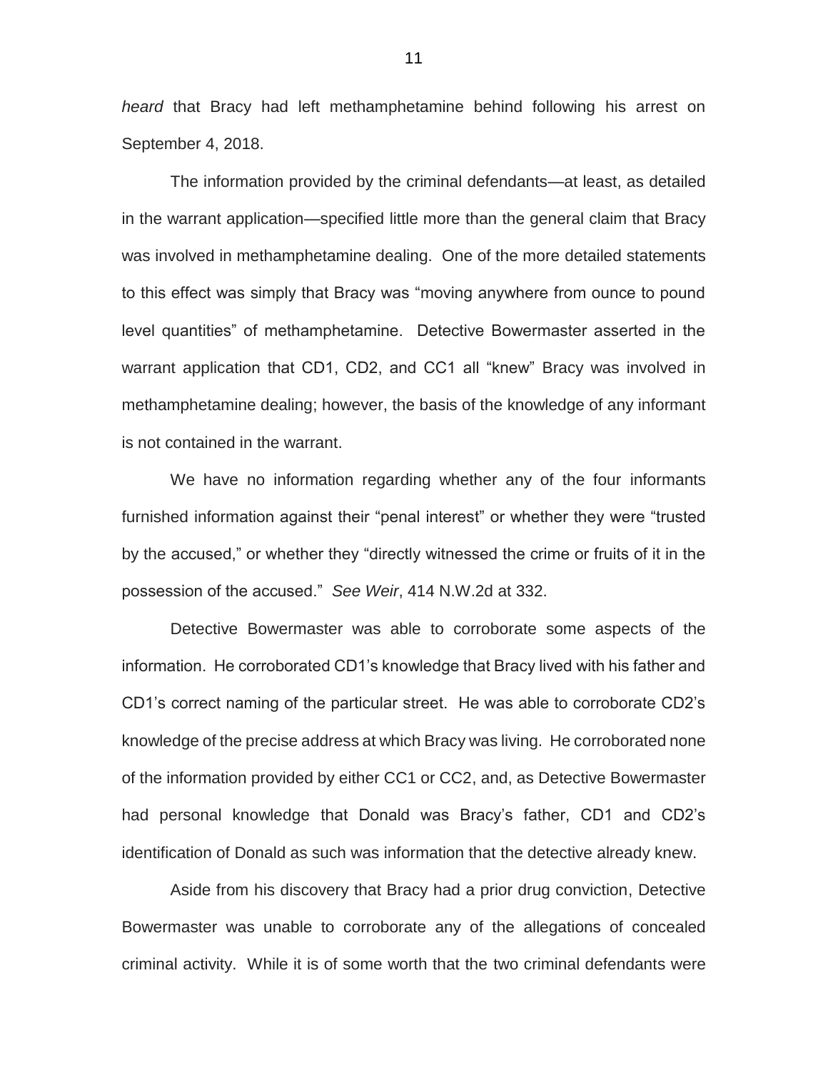*heard* that Bracy had left methamphetamine behind following his arrest on September 4, 2018.

The information provided by the criminal defendants—at least, as detailed in the warrant application—specified little more than the general claim that Bracy was involved in methamphetamine dealing. One of the more detailed statements to this effect was simply that Bracy was "moving anywhere from ounce to pound level quantities" of methamphetamine. Detective Bowermaster asserted in the warrant application that CD1, CD2, and CC1 all "knew" Bracy was involved in methamphetamine dealing; however, the basis of the knowledge of any informant is not contained in the warrant.

We have no information regarding whether any of the four informants furnished information against their "penal interest" or whether they were "trusted by the accused," or whether they "directly witnessed the crime or fruits of it in the possession of the accused." *See Weir*, 414 N.W.2d at 332.

Detective Bowermaster was able to corroborate some aspects of the information. He corroborated CD1's knowledge that Bracy lived with his father and CD1's correct naming of the particular street. He was able to corroborate CD2's knowledge of the precise address at which Bracy was living. He corroborated none of the information provided by either CC1 or CC2, and, as Detective Bowermaster had personal knowledge that Donald was Bracy's father, CD1 and CD2's identification of Donald as such was information that the detective already knew.

Aside from his discovery that Bracy had a prior drug conviction, Detective Bowermaster was unable to corroborate any of the allegations of concealed criminal activity. While it is of some worth that the two criminal defendants were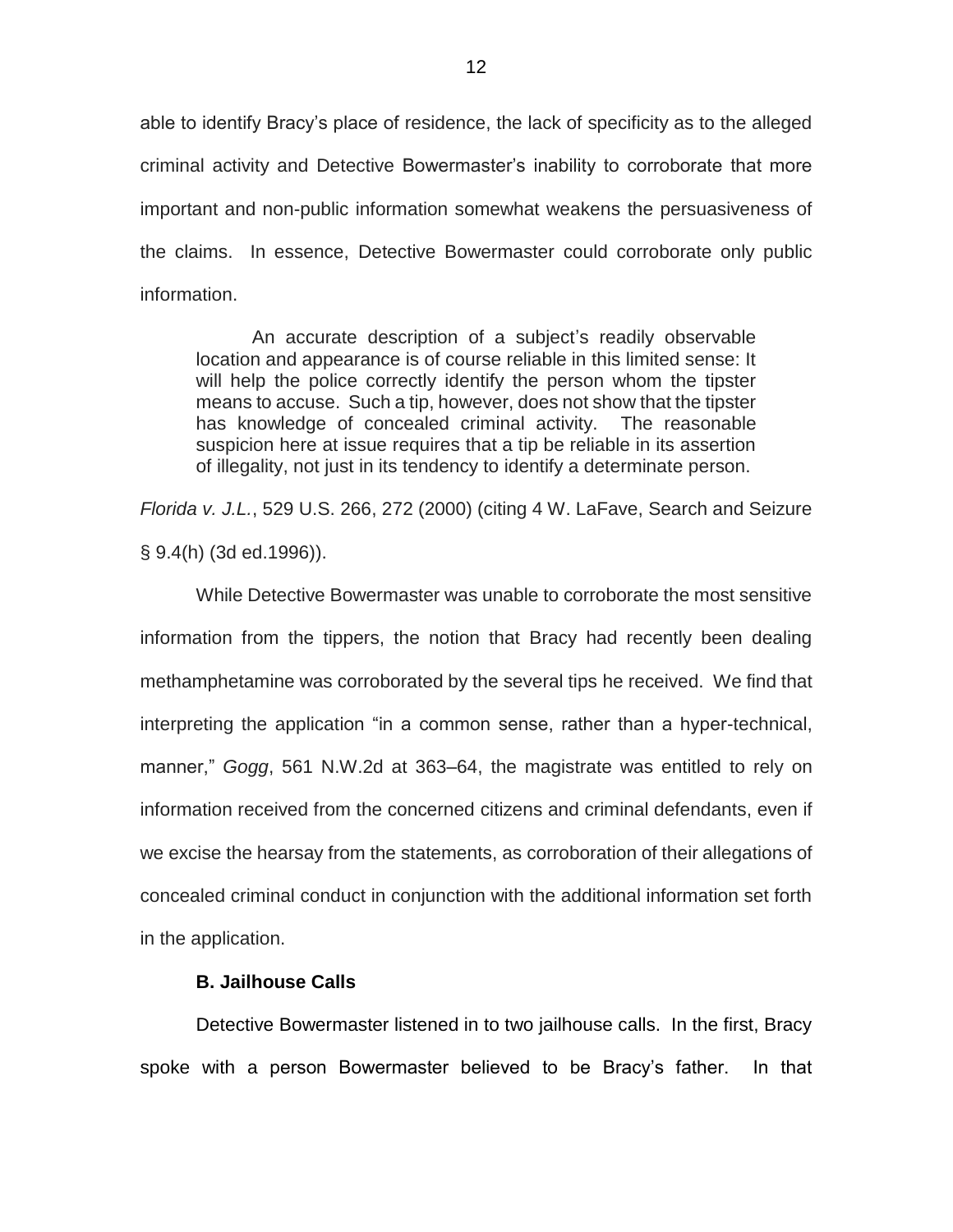able to identify Bracy's place of residence, the lack of specificity as to the alleged criminal activity and Detective Bowermaster's inability to corroborate that more important and non-public information somewhat weakens the persuasiveness of the claims. In essence, Detective Bowermaster could corroborate only public information.

> An accurate description of a subject's readily observable location and appearance is of course reliable in this limited sense: It will help the police correctly identify the person whom the tipster means to accuse. Such a tip, however, does not show that the tipster has knowledge of concealed criminal activity. The reasonable suspicion here at issue requires that a tip be reliable in its assertion of illegality, not just in its tendency to identify a determinate person.

*Florida v. J.L.*, 529 U.S. 266, 272 (2000) (citing 4 W. LaFave, Search and Seizure § 9.4(h) (3d ed.1996)).

While Detective Bowermaster was unable to corroborate the most sensitive information from the tippers, the notion that Bracy had recently been dealing methamphetamine was corroborated by the several tips he received. We find that interpreting the application "in a common sense, rather than a hyper-technical, manner," *Gogg*, 561 N.W.2d at 363–64, the magistrate was entitled to rely on information received from the concerned citizens and criminal defendants, even if we excise the hearsay from the statements, as corroboration of their allegations of concealed criminal conduct in conjunction with the additional information set forth in the application.

**B. Jailhouse Calls**

Detective Bowermaster listened in to two jailhouse calls. In the first, Bracy spoke with a person Bowermaster believed to be Bracy's father. In that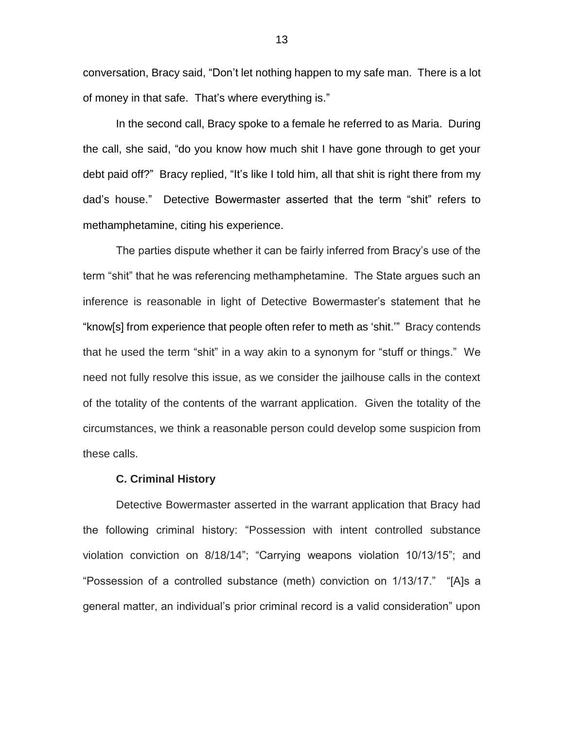conversation, Bracy said, "Don't let nothing happen to my safe man. There is a lot of money in that safe. That's where everything is."

In the second call, Bracy spoke to a female he referred to as Maria. During the call, she said, "do you know how much shit I have gone through to get your debt paid off?" Bracy replied, "It's like I told him, all that shit is right there from my dad's house." Detective Bowermaster asserted that the term "shit" refers to methamphetamine, citing his experience.

The parties dispute whether it can be fairly inferred from Bracy's use of the term "shit" that he was referencing methamphetamine. The State argues such an inference is reasonable in light of Detective Bowermaster's statement that he "know[s] from experience that people often refer to meth as 'shit.'" Bracy contends that he used the term "shit" in a way akin to a synonym for "stuff or things." We need not fully resolve this issue, as we consider the jailhouse calls in the context of the totality of the contents of the warrant application. Given the totality of the circumstances, we think a reasonable person could develop some suspicion from these calls.

### C. Criminal History

Detective Bowermaster asserted in the warrant application that Bracy had the following criminal history: "Possession with intent controlled substance violation conviction on 8/18/14"; "Carrying weapons violation 10/13/15"; and "Possession of a controlled substance (meth) conviction on 1/13/17." "[A]s a general matter, an individual's prior criminal record is a valid consideration" upon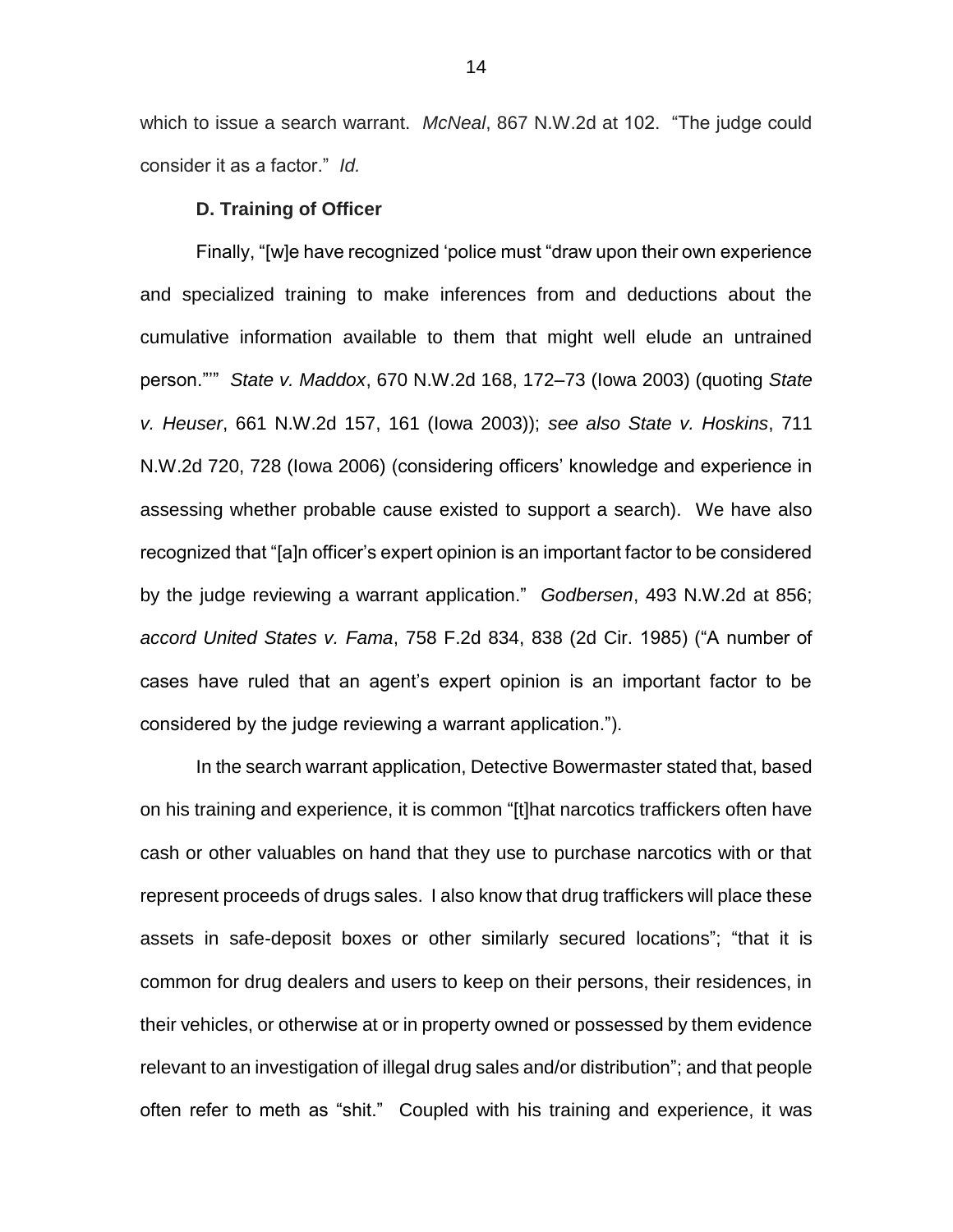which to issue a search warrant. *McNeal*, 867 N.W.2d at 102. "The judge could consider it as a factor." *Id.*

**D. Training of Officer**

Finally, "[w]e have recognized 'police must "draw upon their own experience and specialized training to make inferences from and deductions about the cumulative information available to them that might well elude an untrained person."'" *State v. Maddox*, 670 N.W.2d 168, 172–73 (Iowa 2003) (quoting *State v. Heuser*, 661 N.W.2d 157, 161 (Iowa 2003)); *see also State v. Hoskins*, 711 N.W.2d 720, 728 (Iowa 2006) (considering officers' knowledge and experience in assessing whether probable cause existed to support a search). We have also recognized that "[a]n officer's expert opinion is an important factor to be considered by the judge reviewing a warrant application." *Godbersen*, 493 N.W.2d at 856; *accord United States v. Fama*, 758 F.2d 834, 838 (2d Cir. 1985) ("A number of cases have ruled that an agent's expert opinion is an important factor to be considered by the judge reviewing a warrant application.").

In the search warrant application, Detective Bowermaster stated that, based on his training and experience, it is common "[t]hat narcotics traffickers often have cash or other valuables on hand that they use to purchase narcotics with or that represent proceeds of drugs sales. I also know that drug traffickers will place these assets in safe-deposit boxes or other similarly secured locations"; "that it is common for drug dealers and users to keep on their persons, their residences, in their vehicles, or otherwise at or in property owned or possessed by them evidence relevant to an investigation of illegal drug sales and/or distribution"; and that people often refer to meth as "shit." Coupled with his training and experience, it was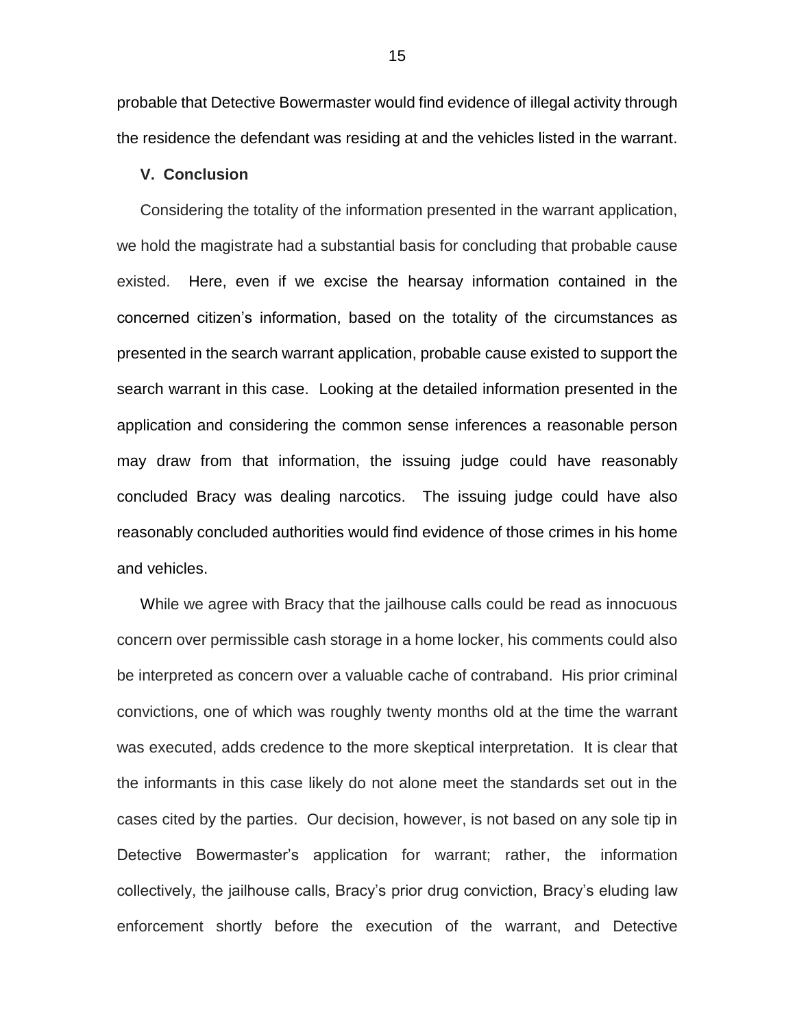probable that Detective Bowermaster would find evidence of illegal activity through the residence the defendant was residing at and the vehicles listed in the warrant.

## V. Conclusion

Considering the totality of the information presented in the warrant application, we hold the magistrate had a substantial basis for concluding that probable cause existed. Here, even if we excise the hearsay information contained in the concerned citizen's information, based on the totality of the circumstances as presented in the search warrant application, probable cause existed to support the search warrant in this case. Looking at the detailed information presented in the application and considering the common sense inferences a reasonable person may draw from that information, the issuing judge could have reasonably concluded Bracy was dealing narcotics. The issuing judge could have also reasonably concluded authorities would find evidence of those crimes in his home and vehicles.

While we agree with Bracy that the jailhouse calls could be read as innocuous concern over permissible cash storage in a home locker, his comments could also be interpreted as concern over a valuable cache of contraband. His prior criminal convictions, one of which was roughly twenty months old at the time the warrant was executed, adds credence to the more skeptical interpretation. It is clear that the informants in this case likely do not alone meet the standards set out in the cases cited by the parties. Our decision, however, is not based on any sole tip in Detective Bowermaster's application for warrant; rather, the information collectively, the jailhouse calls, Bracy's prior drug conviction, Bracy's eluding law enforcement shortly before the execution of the warrant, and Detective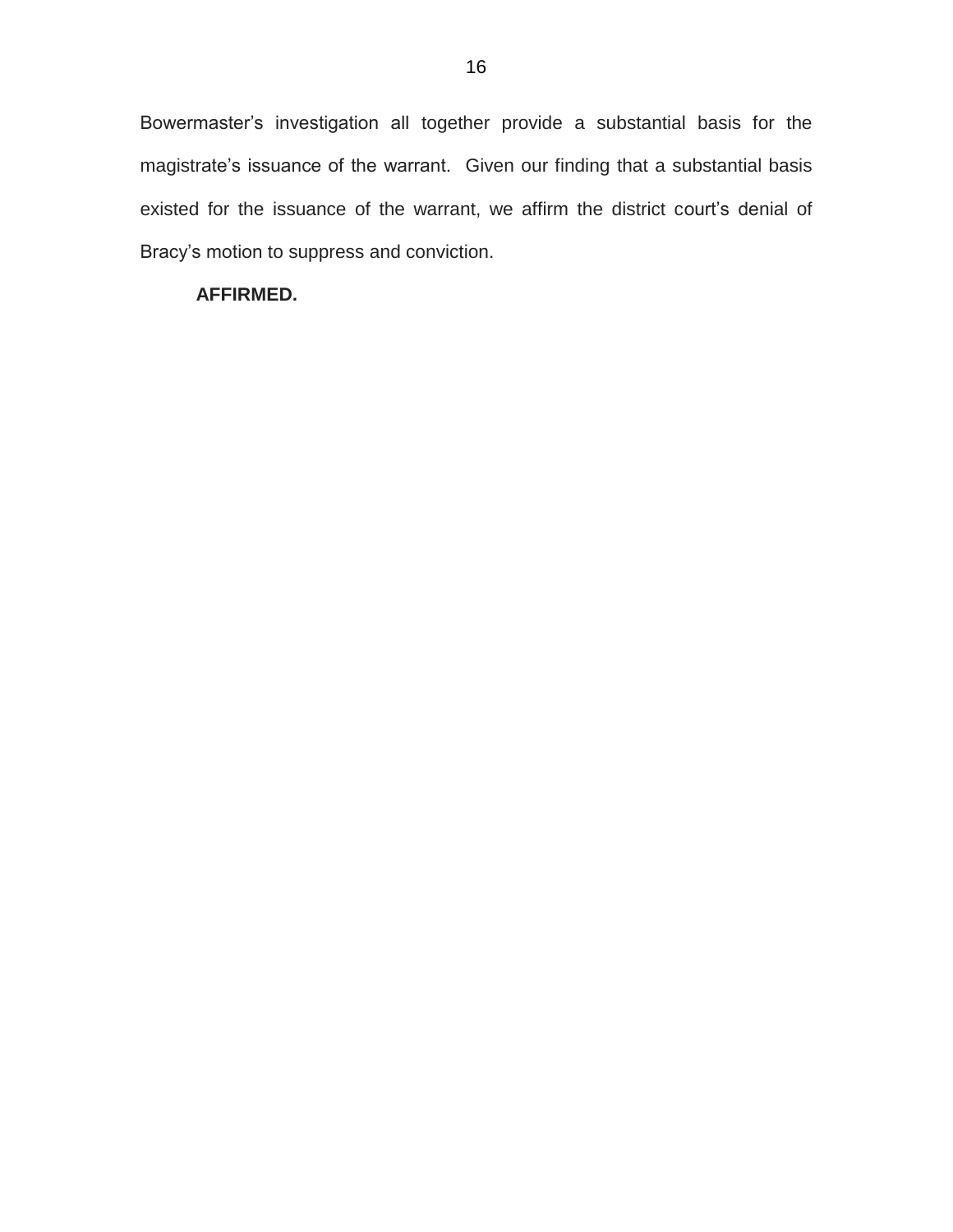Bowermaster's investigation all together provide a substantial basis for the magistrate's issuance of the warrant. Given our finding that a substantial basis existed for the issuance of the warrant, we affirm the district court's denial of Bracy's motion to suppress and conviction.

**AFFIRMED.**